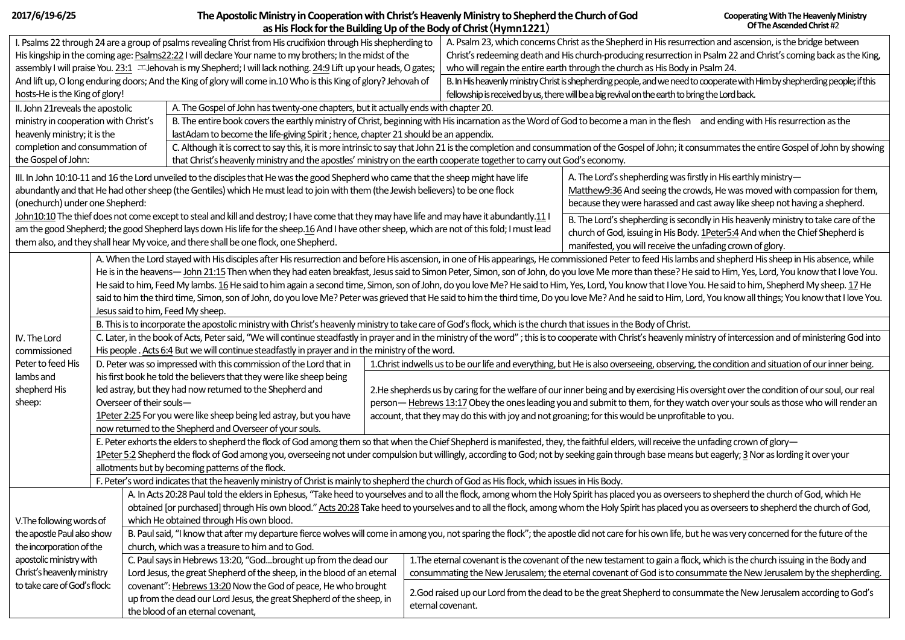2017/6/19-6/25

# The Apostolic Ministry in Cooperation with Christ's Heavenly Ministry to Shepherd the Church of God as His Flock for the Building Up of the Body of Christ（Hymn1221）

**Cooperating With The Heavenly Ministry Of The Ascended Christ #2**

## I. Psalms 22 through 24 are a group of psalms revealing Christ from His crucifixion through His shepherding to His kingship in the coming age:

Psalms22:22 I will declare Your name to my brothers; In the midst of the assembly I will praise You. 23:1 Jehovah is my Shepherd; I will lack nothing. 24:9 Lift up your heads, O gates; And lift up, O long enduring doors; And the King of glory will come in.10 Who is this King of glory? Jehovah of hosts-He is the King of glory!

A. Psalm 23, which concerns Christ as the Shepherd in His resurrection and ascension, is the bridge between Christ's redeeming death and His church-producing resurrection in Psalm 22 and Christ's coming back as the King, who will regain the entire earth through the church as His Body in Psalm 24.

B. In His heavenly ministry Christ is shepherding people, and we need to cooperate with Him by shepherding people; if this fellowship is received by us, there will be a big revival on the earth to bring the Lord back.

## II. John 21reveals the apostolic ministry in cooperation with Christ's heavenly ministry; it is the completion and consummation of the Gospel of John:

A. The Gospel of John has twenty-one chapters, but it actually ends with chapter 20.

B. The entire book covers the earthly ministry of Christ, beginning with His incarnation as the Word of God to become a man in the flesh and ending with His resurrection as the lastAdam to become the life-giving Spirit ; hence, chapter 21 should be an appendix.

C. Although it is correct to say this, it is more intrinsic to say that John 21 is the completion and consummation of the Gospel of John; it consummates the entire Gospel of John by showing that Christ's heavenly ministry and the apostles' ministry on the earth cooperate together to carry out God's economy.

## III. In John 10:10-11 and 16 the Lord unveiled to the disciples that He was the good Shepherd who came that the sheep might have life abundantly and that He had other sheep (the Gentiles) which He must lead to join with them (the Jewish believers) to be one flock (onechurch) under one Shepherd:

John10:10 The thief does not come except to steal and kill and destroy; I have come that they may have life and may have it abundantly.11 I am the good Shepherd; the good Shepherd lays down His life for the sheep.16 And I have other sheep, which are not of this fold; I must lead them also, and they shall hear My voice, and there shall be one flock, one Shepherd.

A. The Lord's shepherding was firstly in His earthly ministry—
Matthew9:36 And seeing the crowds, He was moved with compassion for them, because they were harassed and cast away like sheep not having a shepherd.

B. The Lord's shepherding is secondly in His heavenly ministry to take care of the church of God, issuing in His Body. 1Peter5:4 And when the Chief Shepherd is manifested, you will receive the unfading crown of glory.

## IV. The Lord commissioned Peter to feed His lambs and shepherd His sheep:

A. When the Lord stayed with His disciples after His resurrection and before His ascension, in one of His appearings, He commissioned Peter to feed His lambs and shepherd His sheep in His absence, while He is in the heavens— John 21:15 Then when they had eaten breakfast, Jesus said to Simon Peter, Simon, son of John, do you love Me more than these? He said to Him, Yes, Lord, You know that I love You. He said to him, Feed My lambs. 16 He said to him again a second time, Simon, son of John, do you love Me? He said to Him, Yes, Lord, You know that I love You. He said to him, Shepherd My sheep. 17 He said to him the third time, Simon, son of John, do you love Me? Peter was grieved that He said to him the third time, Do you love Me? And he said to Him, Lord, You know all things; You know that I love You. Jesus said to him, Feed My sheep.

B. This is to incorporate the apostolic ministry with Christ's heavenly ministry to take care of God's flock, which is the church that issues in the Body of Christ.

C. Later, in the book of Acts, Peter said, "We will continue steadfastly in prayer and in the ministry of the word" ; this is to cooperate with Christ's heavenly ministry of intercession and of ministering God into His people . Acts 6:4 But we will continue steadfastly in prayer and in the ministry of the word.

D. Peter was so impressed with this commission of the Lord that in his first book he told the believers that they were like sheep being led astray, but they had now returned to the Shepherd and Overseer of their souls—
1Peter 2:25 For you were like sheep being led astray, but you have now returned to the Shepherd and Overseer of your souls.

1. Christ indwells us to be our life and everything, but He is also overseeing, observing, the condition and situation of our inner being.
2. He shepherds us by caring for the welfare of our inner being and by exercising His oversight over the condition of our soul, our real person— Hebrews 13:17 Obey the ones leading you and submit to them, for they watch over your souls as those who will render an account, that they may do this with joy and not groaning; for this would be unprofitable to you.

E. Peter exhorts the elders to shepherd the flock of God among them so that when the Chief Shepherd is manifested, they, the faithful elders, will receive the unfading crown of glory—
1Peter 5:2 Shepherd the flock of God among you, overseeing not under compulsion but willingly, according to God; not by seeking gain through base means but eagerly; 3 Nor as lording it over your allotments but by becoming patterns of the flock.

F. Peter's word indicates that the heavenly ministry of Christ is mainly to shepherd the church of God as His flock, which issues in His Body.

## V. The following words of the apostle Paul also show the incorporation of the apostolic ministry with Christ's heavenly ministry to take care of God's flock:

A. In Acts 20:28 Paul told the elders in Ephesus, "Take heed to yourselves and to all the flock, among whom the Holy Spirit has placed you as overseers to shepherd the church of God, which He obtained [or purchased] through His own blood." Acts 20:28 Take heed to yourselves and to all the flock, among whom the Holy Spirit has placed you as overseers to shepherd the church of God, which He obtained through His own blood.

B. Paul said, "I know that after my departure fierce wolves will come in among you, not sparing the flock"; the apostle did not care for his own life, but he was very concerned for the future of the church, which was a treasure to him and to God.

C. Paul says in Hebrews 13:20, "God…brought up from the dead our Lord Jesus, the great Shepherd of the sheep, in the blood of an eternal covenant": Hebrews 13:20 Now the God of peace, He who brought up from the dead our Lord Jesus, the great Shepherd of the sheep, in the blood of an eternal covenant,

1. The eternal covenant is the covenant of the new testament to gain a flock, which is the church issuing in the Body and consummating the New Jerusalem; the eternal covenant of God is to consummate the New Jerusalem by the shepherding.
2. God raised up our Lord from the dead to be the great Shepherd to consummate the New Jerusalem according to God's eternal covenant.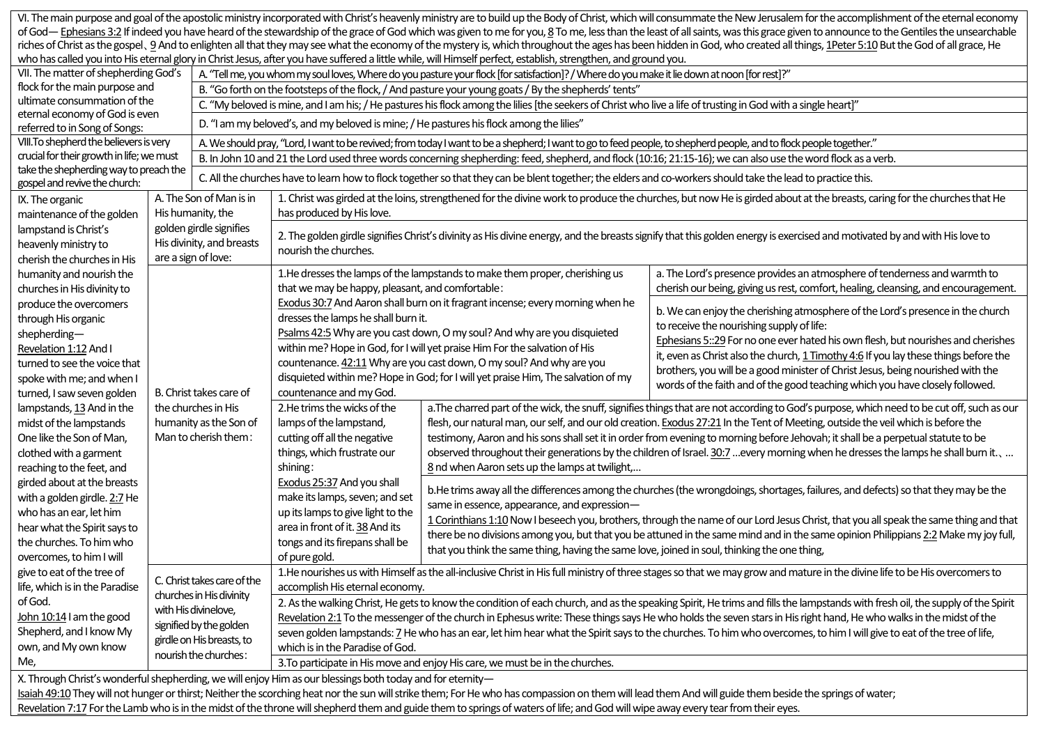VI. The main purpose and goal of the apostolic ministry incorporated with Christ's heavenly ministry are to build up the Body of Christ, which will consummate the New Jerusalem for the accomplishment of the eternal economy of God— Ephesians 3:2 If indeed you have heard of the stewardship of the grace of God which was given to me for you, 8 To me, less than the least of all saints, was this grace given to announce to the Gentiles the unsearchable riches of Christ as the gospel、9 And to enlighten all that they may see what the economy of the mystery is, which throughout the ages has been hidden in God, who created all things, 1Peter 5:10 But the God of all grace, He who has called you into His eternal glory in Christ Jesus, after you have suffered a little while, will Himself perfect, establish, strengthen, and ground you.

VII. The matter of shepherding God's flock for the main purpose and ultimate consummation of the eternal economy of God is even referred to in Song of Songs:

- A. "Tell me, you whom my soul loves, Where do you pasture your flock [for satisfaction]? / Where do you make it lie down at noon [for rest]?"
- B. "Go forth on the footsteps of the flock, / And pasture your young goats / By the shepherds' tents"
- C. "My beloved is mine, and I am his; / He pastures his flock among the lilies [the seekers of Christ who live a life of trusting in God with a single heart]"
- D. "I am my beloved's, and my beloved is mine; / He pastures his flock among the lilies"

VIII. To shepherd the believers is very crucial for their growth in life; we must take the shepherding way to preach the gospel and revive the church:

- A. We should pray, "Lord, I want to be revived; from today I want to be a shepherd; I want to go to feed people, to shepherd people, and to flock people together."
- B. In John 10 and 21 the Lord used three words concerning shepherding: feed, shepherd, and flock (10:16; 21:15-16); we can also use the word flock as a verb.
- C. All the churches have to learn how to flock together so that they can be blent together; the elders and co-workers should take the lead to practice this.

IX. The organic maintenance of the golden lampstand is Christ's heavenly ministry to cherish the churches in His humanity and nourish the churches in His divinity to produce the overcomers through His organic shepherding— Revelation 1:12 And I turned to see the voice that spoke with me; and when I turned, I saw seven golden lampstands, 13 And in the midst of the lampstands One like the Son of Man, clothed with a garment reaching to the feet, and girded about at the breasts with a golden girdle. 2:7 He who has an ear, let him hear what the Spirit says to the churches. To him who overcomes, to him I will give to eat of the tree of life, which is in the Paradise of God. John 10:14 I am the good Shepherd, and I know My own, and My own know Me,

- A. The Son of Man is in His humanity, the golden girdle signifies His divinity, and breasts are a sign of love:
  - 1. Christ was girded at the loins, strengthened for the divine work to produce the churches, but now He is girded about at the breasts, caring for the churches that He has produced by His love.
  - 2. The golden girdle signifies Christ's divinity as His divine energy, and the breasts signify that this golden energy is exercised and motivated by and with His love to nourish the churches.
- B. Christ takes care of the churches in His humanity as the Son of Man to cherish them:
  - 1. He dresses the lamps of the lampstands to make them proper, cherishing us that we may be happy, pleasant, and comfortable: Exodus 30:7 And Aaron shall burn on it fragrant incense; every morning when he dresses the lamps he shall burn it. Psalms 42:5 Why are you cast down, O my soul? And why are you disquieted within me? Hope in God, for I will yet praise Him For the salvation of His countenance. 42:11 Why are you cast down, O my soul? And why are you disquieted within me? Hope in God; for I will yet praise Him, The salvation of my countenance and my God.
    - a. The Lord's presence provides an atmosphere of tenderness and warmth to cherish our being, giving us rest, comfort, healing, cleansing, and encouragement.
    - b. We can enjoy the cherishing atmosphere of the Lord's presence in the church to receive the nourishing supply of life: Ephesians 5::29 For no one ever hated his own flesh, but nourishes and cherishes it, even as Christ also the church, 1 Timothy 4:6 If you lay these things before the brothers, you will be a good minister of Christ Jesus, being nourished with the words of the faith and of the good teaching which you have closely followed.
  - 2. He trims the wicks of the lamps of the lampstand, cutting off all the negative things, which frustrate our shining: Exodus 25:37 And you shall make its lamps, seven; and set up its lamps to give light to the area in front of it. 38 And its tongs and its firepans shall be of pure gold.
    - a. The charred part of the wick, the snuff, signifies things that are not according to God's purpose, which need to be cut off, such as our flesh, our natural man, our self, and our old creation. Exodus 27:21 In the Tent of Meeting, outside the veil which is before the testimony, Aaron and his sons shall set it in order from evening to morning before Jehovah; it shall be a perpetual statute to be observed throughout their generations by the children of Israel. 30:7 …every morning when he dresses the lamps he shall burn it.、… 8 nd when Aaron sets up the lamps at twilight,…
    - b. He trims away all the differences among the churches (the wrongdoings, shortages, failures, and defects) so that they may be the same in essence, appearance, and expression— 1 Corinthians 1:10 Now I beseech you, brothers, through the name of our Lord Jesus Christ, that you all speak the same thing and that there be no divisions among you, but that you be attuned in the same mind and in the same opinion Philippians 2:2 Make my joy full, that you think the same thing, having the same love, joined in soul, thinking the one thing,
- C. Christ takes care of the churches in His divinity with His divine love, signified by the golden girdle on His breasts, to nourish the churches:
  - 1. He nourishes us with Himself as the all-inclusive Christ in His full ministry of three stages so that we may grow and mature in the divine life to be His overcomers to accomplish His eternal economy.
  - 2. As the walking Christ, He gets to know the condition of each church, and as the speaking Spirit, He trims and fills the lampstands with fresh oil, the supply of the Spirit Revelation 2:1 To the messenger of the church in Ephesus write: These things says He who holds the seven stars in His right hand, He who walks in the midst of the seven golden lampstands: 7 He who has an ear, let him hear what the Spirit says to the churches. To him who overcomes, to him I will give to eat of the tree of life, which is in the Paradise of God.
  - 3. To participate in His move and enjoy His care, we must be in the churches.

X. Through Christ's wonderful shepherding, we will enjoy Him as our blessings both today and for eternity— Isaiah 49:10 They will not hunger or thirst; Neither the scorching heat nor the sun will strike them; For He who has compassion on them will lead them And will guide them beside the springs of water; Revelation 7:17 For the Lamb who is in the midst of the throne will shepherd them and guide them to springs of waters of life; and God will wipe away every tear from their eyes.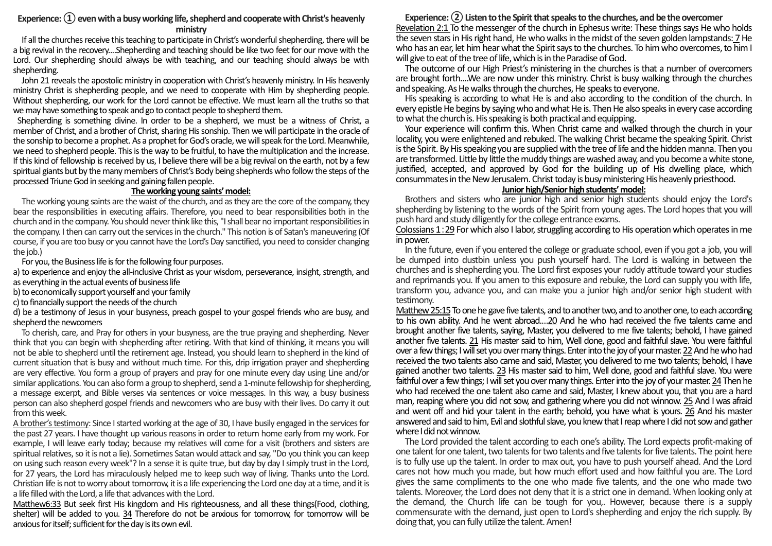**Experience: ① even with a busy working life, shepherd and cooperate with Christ's heavenly ministry**

If all the churches receive this teaching to participate in Christ's wonderful shepherding, there will be a big revival in the recovery....Shepherding and teaching should be like two feet for our move with the Lord. Our shepherding should always be with teaching, and our teaching should always be with shepherding.

John 21 reveals the apostolic ministry in cooperation with Christ's heavenly ministry. In His heavenly ministry Christ is shepherding people, and we need to cooperate with Him by shepherding people. Without shepherding, our work for the Lord cannot be effective. We must learn all the truths so that we may have something to speak and go to contact people to shepherd them.

Shepherding is something divine. In order to be a shepherd, we must be a witness of Christ, a member of Christ, and a brother of Christ, sharing His sonship. Then we will participate in the oracle of the sonship to become a prophet. As a prophet for God's oracle, we will speak for the Lord. Meanwhile, we need to shepherd people. This is the way to be fruitful, to have the multiplication and the increase. If this kind of fellowship is received by us, I believe there will be a big revival on the earth, not by a few spiritual giants but by the many members of Christ's Body being shepherds who follow the steps of the processed Triune God in seeking and gaining fallen people.

**The working young saints' model:**

The working young saints are the waist of the church, and as they are the core of the company, they bear the responsibilities in executing affairs. Therefore, you need to bear responsibilities both in the church and in the company. You should never think like this, "I shall bear no important responsibilities in the company. I then can carry out the services in the church." This notion is of Satan's maneuvering (Of course, if you are too busy or you cannot have the Lord's Day sanctified, you need to consider changing the job.)

For you, the Business life is for the following four purposes.

a) to experience and enjoy the all-inclusive Christ as your wisdom, perseverance, insight, strength, and as everything in the actual events of business life
b) to economically support yourself and your family
c) to financially support the needs of the church
d) be a testimony of Jesus in your busyness, preach gospel to your gospel friends who are busy, and shepherd the newcomers

To cherish, care, and Pray for others in your busyness, are the true praying and shepherding. Never think that you can begin with shepherding after retiring. With that kind of thinking, it means you will not be able to shepherd until the retirement age. Instead, you should learn to shepherd in the kind of current situation that is busy and without much time. For this, drip irrigation prayer and shepherding are very effective. You form a group of prayers and pray for one minute every day using Line and/or similar applications. You can also form a group to shepherd, send a 1-minute fellowship for shepherding, a message excerpt, and Bible verses via sentences or voice messages. In this way, a busy business person can also shepherd gospel friends and newcomers who are busy with their lives. Do carry it out from this week.

A brother's testimony: Since I started working at the age of 30, I have busily engaged in the services for the past 27 years. I have thought up various reasons in order to return home early from my work. For example, I will leave early today; because my relatives will come for a visit (brothers and sisters are spiritual relatives, so it is not a lie). Sometimes Satan would attack and say, "Do you think you can keep on using such reason every week"? In a sense it is quite true, but day by day I simply trust in the Lord, for 27 years, the Lord has miraculously helped me to keep such way of living. Thanks unto the Lord. Christian life is not to worry about tomorrow, it is a life experiencing the Lord one day at a time, and it is a life filled with the Lord, a life that advances with the Lord.

Matthew6:33 But seek first His kingdom and His righteousness, and all these things(Food, clothing, shelter) will be added to you. 34 Therefore do not be anxious for tomorrow, for tomorrow will be anxious for itself; sufficient for the day is its own evil.

**Experience: ② Listen to the Spirit that speaks to the churches, and be the overcomer**

Revelation 2:1 To the messenger of the church in Ephesus write: These things says He who holds the seven stars in His right hand, He who walks in the midst of the seven golden lampstands: 7 He who has an ear, let him hear what the Spirit says to the churches. To him who overcomes, to him I will give to eat of the tree of life, which is in the Paradise of God.

The outcome of our High Priest's ministering in the churches is that a number of overcomers are brought forth....We are now under this ministry. Christ is busy walking through the churches and speaking. As He walks through the churches, He speaks to everyone.

His speaking is according to what He is and also according to the condition of the church. In every epistle He begins by saying who and what He is. Then He also speaks in every case according to what the church is. His speaking is both practical and equipping.

Your experience will confirm this. When Christ came and walked through the church in your locality, you were enlightened and rebuked. The walking Christ became the speaking Spirit. Christ is the Spirit. By His speaking you are supplied with the tree of life and the hidden manna. Then you are transformed. Little by little the muddy things are washed away, and you become a white stone, justified, accepted, and approved by God for the building up of His dwelling place, which consummates in the New Jerusalem. Christ today is busy ministering His heavenly priesthood.

**Junior high/Senior high students' model:**

Brothers and sisters who are junior high and senior high students should enjoy the Lord's shepherding by listening to the words of the Spirit from young ages. The Lord hopes that you will push hard and study diligently for the college entrance exams.

Colossians 1:29 For which also I labor, struggling according to His operation which operates in me in power.

In the future, even if you entered the college or graduate school, even if you got a job, you will be dumped into dustbin unless you push yourself hard. The Lord is walking in between the churches and is shepherding you. The Lord first exposes your ruddy attitude toward your studies and reprimands you. If you amen to this exposure and rebuke, the Lord can supply you with life, transform you, advance you, and can make you a junior high and/or senior high student with testimony.

Matthew 25:15 To one he gave five talents, and to another two, and to another one, to each according to his own ability. And he went abroad....20 And he who had received the five talents came and brought another five talents, saying, Master, you delivered to me five talents; behold, I have gained another five talents. 21 His master said to him, Well done, good and faithful slave. You were faithful over a few things; I will set you over many things. Enter into the joy of your master. 22 And he who had received the two talents also came and said, Master, you delivered to me two talents; behold, I have gained another two talents. 23 His master said to him, Well done, good and faithful slave. You were faithful over a few things; I will set you over many things. Enter into the joy of your master. 24 Then he who had received the one talent also came and said, Master, I knew about you, that you are a hard man, reaping where you did not sow, and gathering where you did not winnow. 25 And I was afraid and went off and hid your talent in the earth; behold, you have what is yours. 26 And his master answered and said to him, Evil and slothful slave, you knew that I reap where I did not sow and gather where I did not winnow.

The Lord provided the talent according to each one's ability. The Lord expects profit-making of one talent for one talent, two talents for two talents and five talents for five talents. The point here is to fully use up the talent. In order to max out, you have to push yourself ahead. And the Lord cares not how much you made, but how much effort used and how faithful you are. The Lord gives the same compliments to the one who made five talents, and the one who made two talents. Moreover, the Lord does not deny that it is a strict one in demand. When looking only at the demand, the Church life can be tough for you,. However, because there is a supply commensurate with the demand, just open to Lord's shepherding and enjoy the rich supply. By doing that, you can fully utilize the talent. Amen!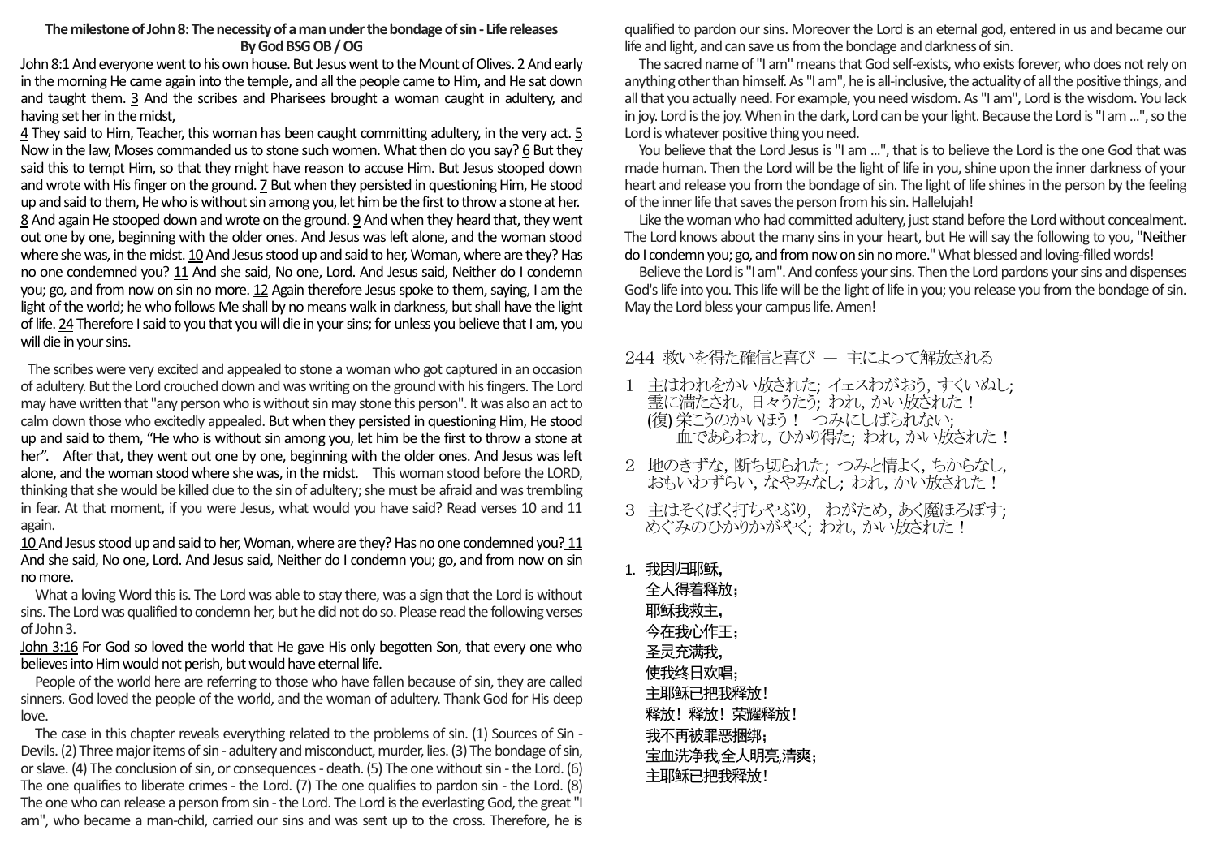**The milestone of John 8: The necessity of a man under the bondage of sin - Life releases By God BSG OB / OG**

John 8:1 And everyone went to his own house. But Jesus went to the Mount of Olives. 2 And early in the morning He came again into the temple, and all the people came to Him, and He sat down and taught them. 3 And the scribes and Pharisees brought a woman caught in adultery, and having set her in the midst,

4 They said to Him, Teacher, this woman has been caught committing adultery, in the very act. 5 Now in the law, Moses commanded us to stone such women. What then do you say? 6 But they said this to tempt Him, so that they might have reason to accuse Him. But Jesus stooped down and wrote with His finger on the ground. 7 But when they persisted in questioning Him, He stood up and said to them, He who is without sin among you, let him be the first to throw a stone at her. 8 And again He stooped down and wrote on the ground. 9 And when they heard that, they went out one by one, beginning with the older ones. And Jesus was left alone, and the woman stood where she was, in the midst. 10 And Jesus stood up and said to her, Woman, where are they? Has no one condemned you? 11 And she said, No one, Lord. And Jesus said, Neither do I condemn you; go, and from now on sin no more. 12 Again therefore Jesus spoke to them, saying, I am the light of the world; he who follows Me shall by no means walk in darkness, but shall have the light of life. 24 Therefore I said to you that you will die in your sins; for unless you believe that I am, you will die in your sins.

The scribes were very excited and appealed to stone a woman who got captured in an occasion of adultery. But the Lord crouched down and was writing on the ground with his fingers. The Lord may have written that "any person who is without sin may stone this person". It was also an act to calm down those who excitedly appealed. But when they persisted in questioning Him, He stood up and said to them, "He who is without sin among you, let him be the first to throw a stone at her". After that, they went out one by one, beginning with the older ones. And Jesus was left alone, and the woman stood where she was, in the midst. This woman stood before the LORD, thinking that she would be killed due to the sin of adultery; she must be afraid and was trembling in fear. At that moment, if you were Jesus, what would you have said? Read verses 10 and 11 again.

10 And Jesus stood up and said to her, Woman, where are they? Has no one condemned you? 11 And she said, No one, Lord. And Jesus said, Neither do I condemn you; go, and from now on sin no more.

What a loving Word this is. The Lord was able to stay there, was a sign that the Lord is without sins. The Lord was qualified to condemn her, but he did not do so. Please read the following verses of John 3.

John 3:16 For God so loved the world that He gave His only begotten Son, that every one who believes into Him would not perish, but would have eternal life.

People of the world here are referring to those who have fallen because of sin, they are called sinners. God loved the people of the world, and the woman of adultery. Thank God for His deep love.

The case in this chapter reveals everything related to the problems of sin. (1) Sources of Sin - Devils. (2) Three major items of sin - adultery and misconduct, murder, lies. (3) The bondage of sin, or slave. (4) The conclusion of sin, or consequences - death. (5) The one without sin - the Lord. (6) The one qualifies to liberate crimes - the Lord. (7) The one qualifies to pardon sin - the Lord. (8) The one who can release a person from sin - the Lord. The Lord is the everlasting God, the great "I am", who became a man-child, carried our sins and was sent up to the cross. Therefore, he is qualified to pardon our sins. Moreover the Lord is an eternal god, entered in us and became our life and light, and can save us from the bondage and darkness of sin.

The sacred name of "I am" means that God self-exists, who exists forever, who does not rely on anything other than himself. As "I am", he is all-inclusive, the actuality of all the positive things, and all that you actually need. For example, you need wisdom. As "I am", Lord is the wisdom. You lack in joy. Lord is the joy. When in the dark, Lord can be your light. Because the Lord is "I am ...", so the Lord is whatever positive thing you need.

You believe that the Lord Jesus is "I am ...", that is to believe the Lord is the one God that was made human. Then the Lord will be the light of life in you, shine upon the inner darkness of your heart and release you from the bondage of sin. The light of life shines in the person by the feeling of the inner life that saves the person from his sin. Hallelujah!

Like the woman who had committed adultery, just stand before the Lord without concealment. The Lord knows about the many sins in your heart, but He will say the following to you, "Neither do I condemn you; go, and from now on sin no more." What blessed and loving-filled words!

Believe the Lord is "I am". And confess your sins. Then the Lord pardons your sins and dispenses God's life into you. This life will be the light of life in you; you release you from the bondage of sin. May the Lord bless your campus life. Amen!

244 救いを得た確信と喜び ― 主によって解放される

1 主はわれをかい放された; イエスわがおう, すくいぬし;
霊に満たされ, 日々うたう; われ, かい放された！
(復) 栄こうのかいほう！ つみにしばられない;
血であらわれ, ひかり得た; われ, かい放された！

2 地のきずな, 断ち切られた; つみと情よく, ちからなし,
おもいわずらい, なやみなし; われ, かい放された！

3 主はそくばく打ちやぶり, わがため, あく魔ほろぼす;
めぐみのひかりかがやく; われ, かい放された！

1. 我因归耶稣,
全人得着释放;
耶稣我救主,
今在我心作王;
圣灵充满我,
使我终日欢唱;
主耶稣已把我释放！
释放！释放！荣耀释放！
我不再被罪恶捆绑;
宝血洗净我,全人明亮,清爽;
主耶稣已把我释放！